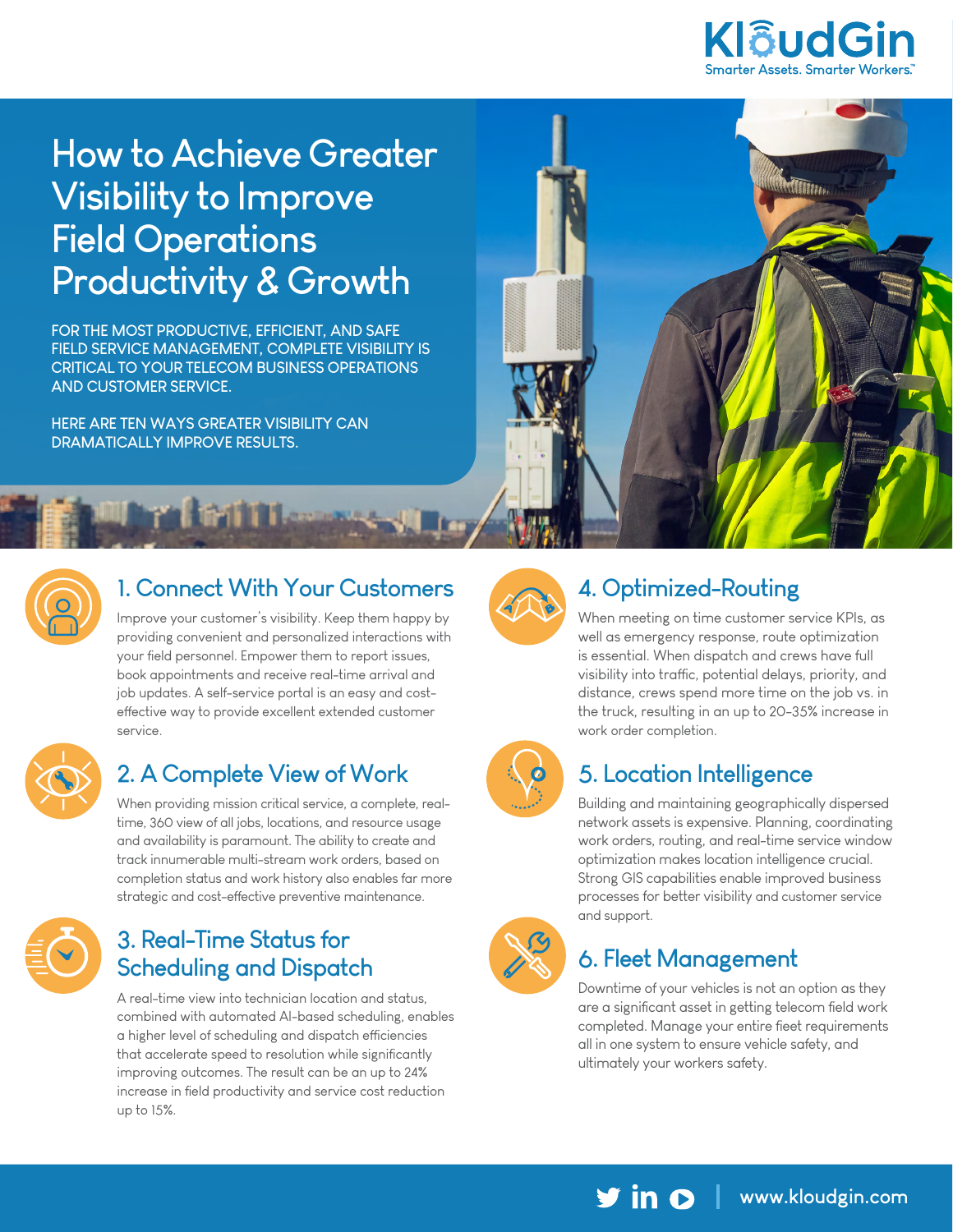KloudGin
Smarter Assets. Smarter Workers.™

# How to Achieve Greater Visibility to Improve Field Operations Productivity & Growth

FOR THE MOST PRODUCTIVE, EFFICIENT, AND SAFE FIELD SERVICE MANAGEMENT, COMPLETE VISIBILITY IS CRITICAL TO YOUR TELECOM BUSINESS OPERATIONS AND CUSTOMER SERVICE.

HERE ARE TEN WAYS GREATER VISIBILITY CAN DRAMATICALLY IMPROVE RESULTS.

## 1. Connect With Your Customers

Improve your customer's visibility. Keep them happy by providing convenient and personalized interactions with your field personnel. Empower them to report issues, book appointments and receive real-time arrival and job updates. A self-service portal is an easy and cost-effective way to provide excellent extended customer service.

## 2. A Complete View of Work

When providing mission critical service, a complete, real-time, 360 view of all jobs, locations, and resource usage and availability is paramount. The ability to create and track innumerable multi-stream work orders, based on completion status and work history also enables far more strategic and cost-effective preventive maintenance.

## 3. Real-Time Status for Scheduling and Dispatch

A real-time view into technician location and status, combined with automated AI-based scheduling, enables a higher level of scheduling and dispatch efficiencies that accelerate speed to resolution while significantly improving outcomes. The result can be an up to 24% increase in field productivity and service cost reduction up to 15%.

## 4. Optimized-Routing

When meeting on time customer service KPIs, as well as emergency response, route optimization is essential. When dispatch and crews have full visibility into traffic, potential delays, priority, and distance, crews spend more time on the job vs. in the truck, resulting in an up to 20-35% increase in work order completion.

## 5. Location Intelligence

Building and maintaining geographically dispersed network assets is expensive. Planning, coordinating work orders, routing, and real-time service window optimization makes location intelligence crucial. Strong GIS capabilities enable improved business processes for better visibility and customer service and support.

## 6. Fleet Management

Downtime of your vehicles is not an option as they are a significant asset in getting telecom field work completed. Manage your entire fleet requirements all in one system to ensure vehicle safety, and ultimately your workers safety.

www.kloudgin.com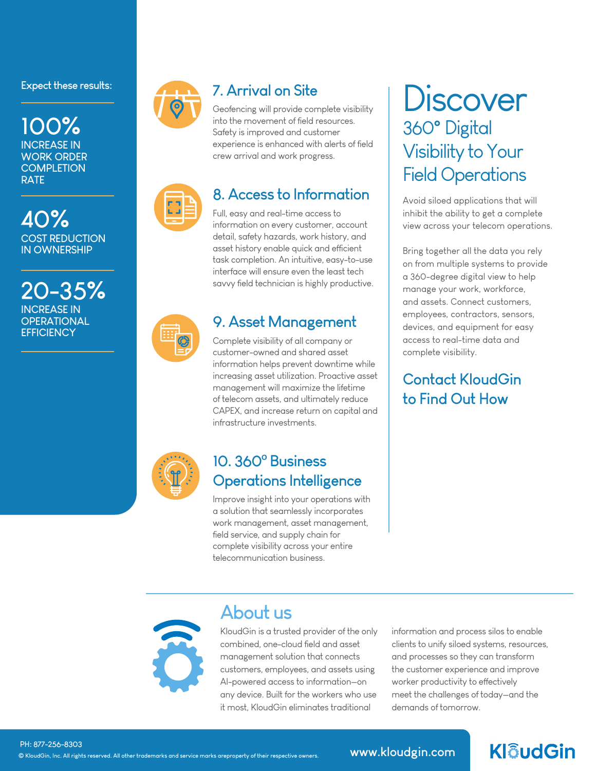Expect these results:

**100%**
INCREASE IN WORK ORDER COMPLETION RATE

**40%**
COST REDUCTION IN OWNERSHIP

**20-35%**
INCREASE IN OPERATIONAL EFFICIENCY

## 7. Arrival on Site

Geofencing will provide complete visibility into the movement of field resources. Safety is improved and customer experience is enhanced with alerts of field crew arrival and work progress.

## 8. Access to Information

Full, easy and real-time access to information on every customer, account detail, safety hazards, work history, and asset history enable quick and efficient task completion. An intuitive, easy-to-use interface will ensure even the least tech savvy field technician is highly productive.

## 9. Asset Management

Complete visibility of all company or customer-owned and shared asset information helps prevent downtime while increasing asset utilization. Proactive asset management will maximize the lifetime of telecom assets, and ultimately reduce CAPEX, and increase return on capital and infrastructure investments.

## 10. 360° Business Operations Intelligence

Improve insight into your operations with a solution that seamlessly incorporates work management, asset management, field service, and supply chain for complete visibility across your entire telecommunication business.

# Discover

## 360° Digital Visibility to Your Field Operations

Avoid siloed applications that will inhibit the ability to get a complete view across your telecom operations.

Bring together all the data you rely on from multiple systems to provide a 360-degree digital view to help manage your work, workforce, and assets. Connect customers, employees, contractors, sensors, devices, and equipment for easy access to real-time data and complete visibility.

### Contact KloudGin to Find Out How

## About us

KloudGin is a trusted provider of the only combined, one-cloud field and asset management solution that connects customers, employees, and assets using AI-powered access to information—on any device. Built for the workers who use it most, KloudGin eliminates traditional information and process silos to enable clients to unify siloed systems, resources, and processes so they can transform the customer experience and improve worker productivity to effectively meet the challenges of today—and the demands of tomorrow.

PH: 877-256-8303

© KloudGin, Inc. All rights reserved. All other trademarks and service marks areproperty of their respective owners.

www.kloudgin.com

KloudGin